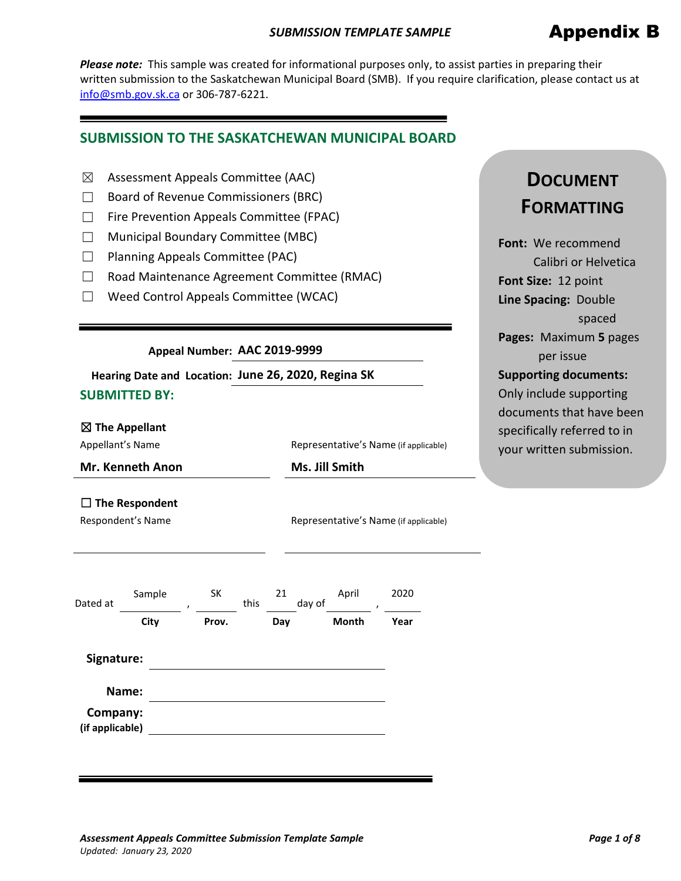**SUBMISSION TEMPLATE SAMPLE** **Appendix B**

***Please note:*** This sample was created for informational purposes only, to assist parties in preparing their written submission to the Saskatchewan Municipal Board (SMB). If you require clarification, please contact us at info@smb.gov.sk.ca or 306-787-6221.

---

## SUBMISSION TO THE SASKATCHEWAN MUNICIPAL BOARD

- ☒ Assessment Appeals Committee (AAC)
- ☐ Board of Revenue Commissioners (BRC)
- ☐ Fire Prevention Appeals Committee (FPAC)
- ☐ Municipal Boundary Committee (MBC)
- ☐ Planning Appeals Committee (PAC)
- ☐ Road Maintenance Agreement Committee (RMAC)
- ☐ Weed Control Appeals Committee (WCAC)

---

**Appeal Number:** **AAC 2019-9999**

**Hearing Date and Location:** **June 26, 2020, Regina SK**

## SUBMITTED BY:

☒ **The Appellant**

| Appellant's Name | Representative's Name (if applicable) |
|---|---|
| **Mr. Kenneth Anon** | **Ms. Jill Smith** |

☐ **The Respondent**

| Respondent's Name | Representative's Name (if applicable) |
|---|---|
| | |

Dated at Sample (City), SK (Prov.) this 21 (Day) day of April (Month), 2020 (Year)

**Signature:** ______________________

**Name:** ______________________

**Company:** **(if applicable)** ______________________

---

## DOCUMENT FORMATTING

**Font:** We recommend Calibri or Helvetica

**Font Size:** 12 point

**Line Spacing:** Double spaced

**Pages:** Maximum **5** pages per issue

**Supporting documents:** Only include supporting documents that have been specifically referred to in your written submission.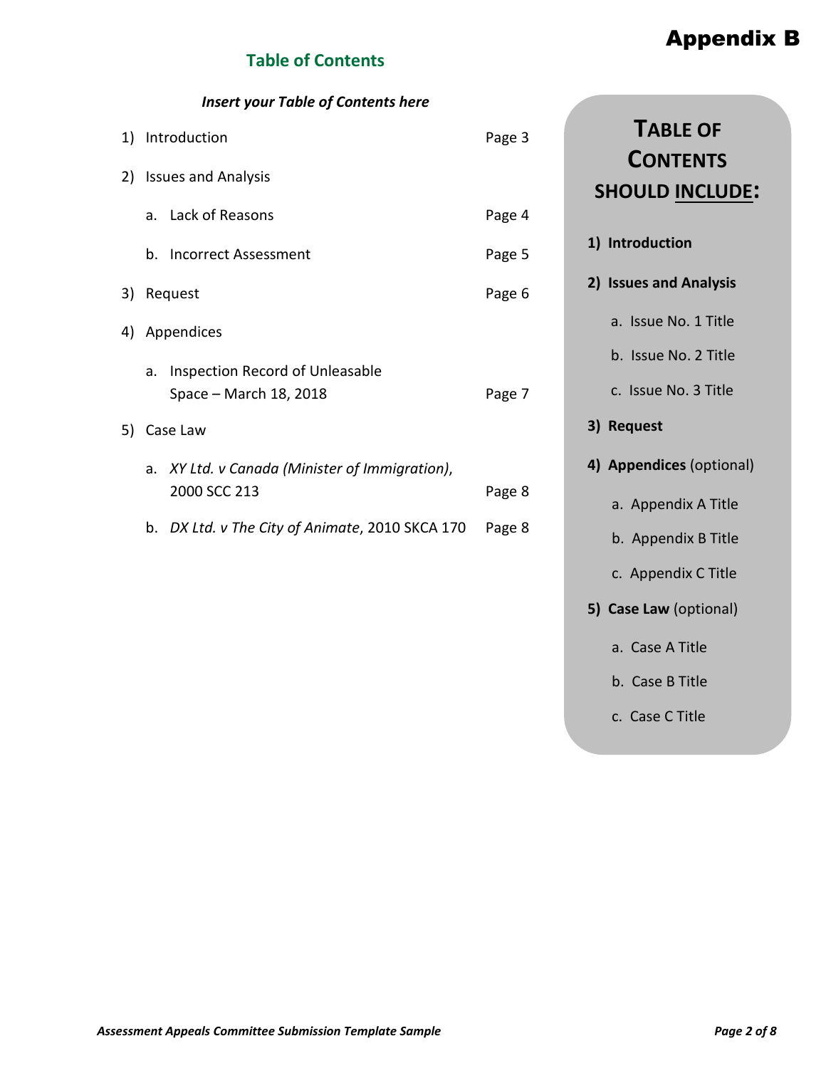# Appendix B

## Table of Contents

***Insert your Table of Contents here***

1) Introduction Page 3
2) Issues and Analysis
   a. Lack of Reasons Page 4
   b. Incorrect Assessment Page 5
3) Request Page 6
4) Appendices
   a. Inspection Record of Unleasable Space – March 18, 2018 Page 7
5) Case Law
   a. *XY Ltd. v Canada (Minister of Immigration)*, 2000 SCC 213 Page 8
   b. *DX Ltd. v The City of Animate*, 2010 SKCA 170 Page 8

**TABLE OF CONTENTS SHOULD INCLUDE:**

1) **Introduction**
2) **Issues and Analysis**
   a. Issue No. 1 Title
   b. Issue No. 2 Title
   c. Issue No. 3 Title
3) **Request**
4) **Appendices** (optional)
   a. Appendix A Title
   b. Appendix B Title
   c. Appendix C Title
5) **Case Law** (optional)
   a. Case A Title
   b. Case B Title
   c. Case C Title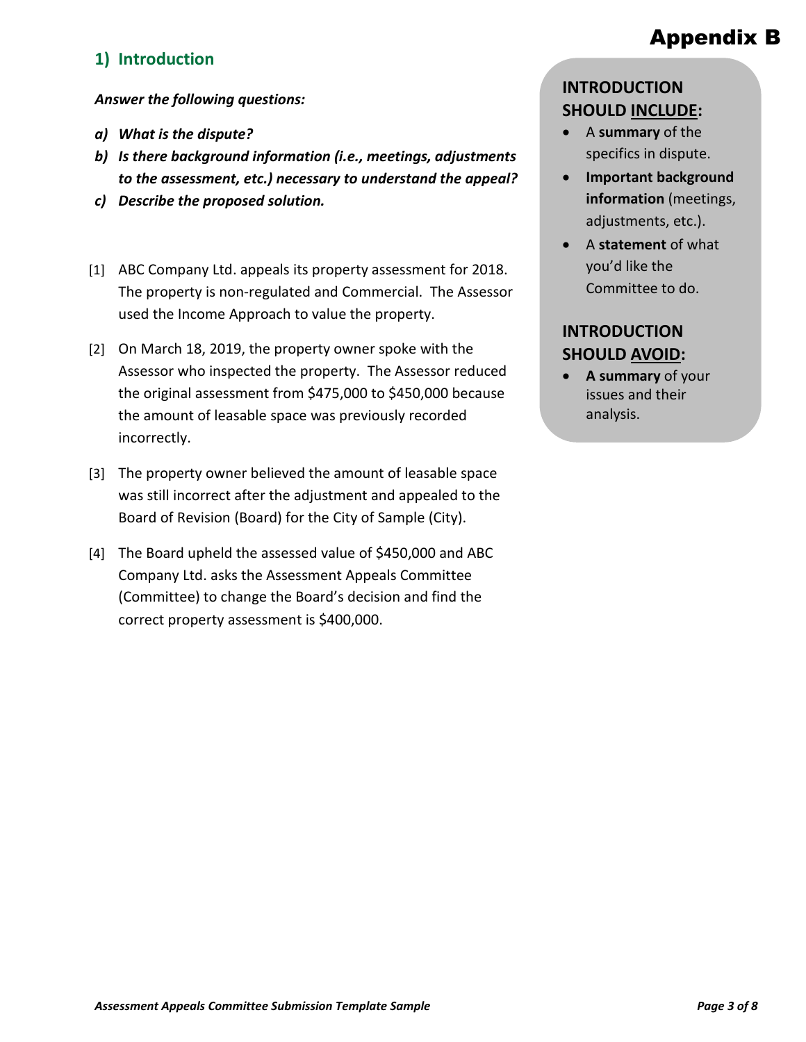# Appendix B

## 1) Introduction

***Answer the following questions:***

***a) What is the dispute?***

***b) Is there background information (i.e., meetings, adjustments to the assessment, etc.) necessary to understand the appeal?***

***c) Describe the proposed solution.***

[1] ABC Company Ltd. appeals its property assessment for 2018. The property is non-regulated and Commercial. The Assessor used the Income Approach to value the property.

[2] On March 18, 2019, the property owner spoke with the Assessor who inspected the property. The Assessor reduced the original assessment from $475,000 to $450,000 because the amount of leasable space was previously recorded incorrectly.

[3] The property owner believed the amount of leasable space was still incorrect after the adjustment and appealed to the Board of Revision (Board) for the City of Sample (City).

[4] The Board upheld the assessed value of $450,000 and ABC Company Ltd. asks the Assessment Appeals Committee (Committee) to change the Board's decision and find the correct property assessment is $400,000.

### INTRODUCTION SHOULD INCLUDE:

- A **summary** of the specifics in dispute.
- **Important background information** (meetings, adjustments, etc.).
- A **statement** of what you'd like the Committee to do.

### INTRODUCTION SHOULD AVOID:

- **A summary** of your issues and their analysis.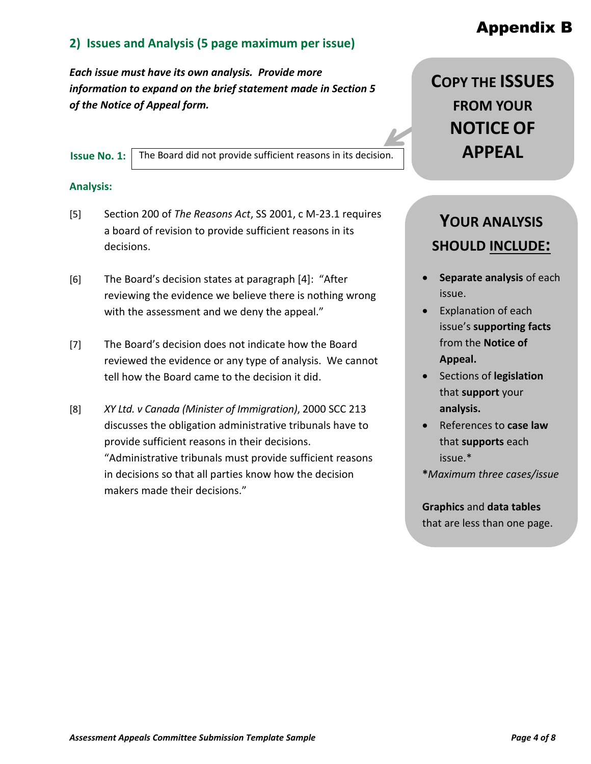# Appendix B

## 2) Issues and Analysis (5 page maximum per issue)

***Each issue must have its own analysis. Provide more information to expand on the brief statement made in Section 5 of the Notice of Appeal form.***

**COPY THE ISSUES FROM YOUR NOTICE OF APPEAL**

**Issue No. 1:** The Board did not provide sufficient reasons in its decision.

**Analysis:**

[5] Section 200 of *The Reasons Act*, SS 2001, c M-23.1 requires a board of revision to provide sufficient reasons in its decisions.

[6] The Board's decision states at paragraph [4]: "After reviewing the evidence we believe there is nothing wrong with the assessment and we deny the appeal."

[7] The Board's decision does not indicate how the Board reviewed the evidence or any type of analysis. We cannot tell how the Board came to the decision it did.

[8] *XY Ltd. v Canada (Minister of Immigration)*, 2000 SCC 213 discusses the obligation administrative tribunals have to provide sufficient reasons in their decisions. "Administrative tribunals must provide sufficient reasons in decisions so that all parties know how the decision makers made their decisions."

**YOUR ANALYSIS SHOULD INCLUDE:**

- **Separate analysis** of each issue.
- Explanation of each issue's **supporting facts** from the **Notice of Appeal.**
- Sections of **legislation** that **support** your **analysis.**
- References to **case law** that **supports** each issue.*

***Maximum three cases/issue*

**Graphics** and **data tables** that are less than one page.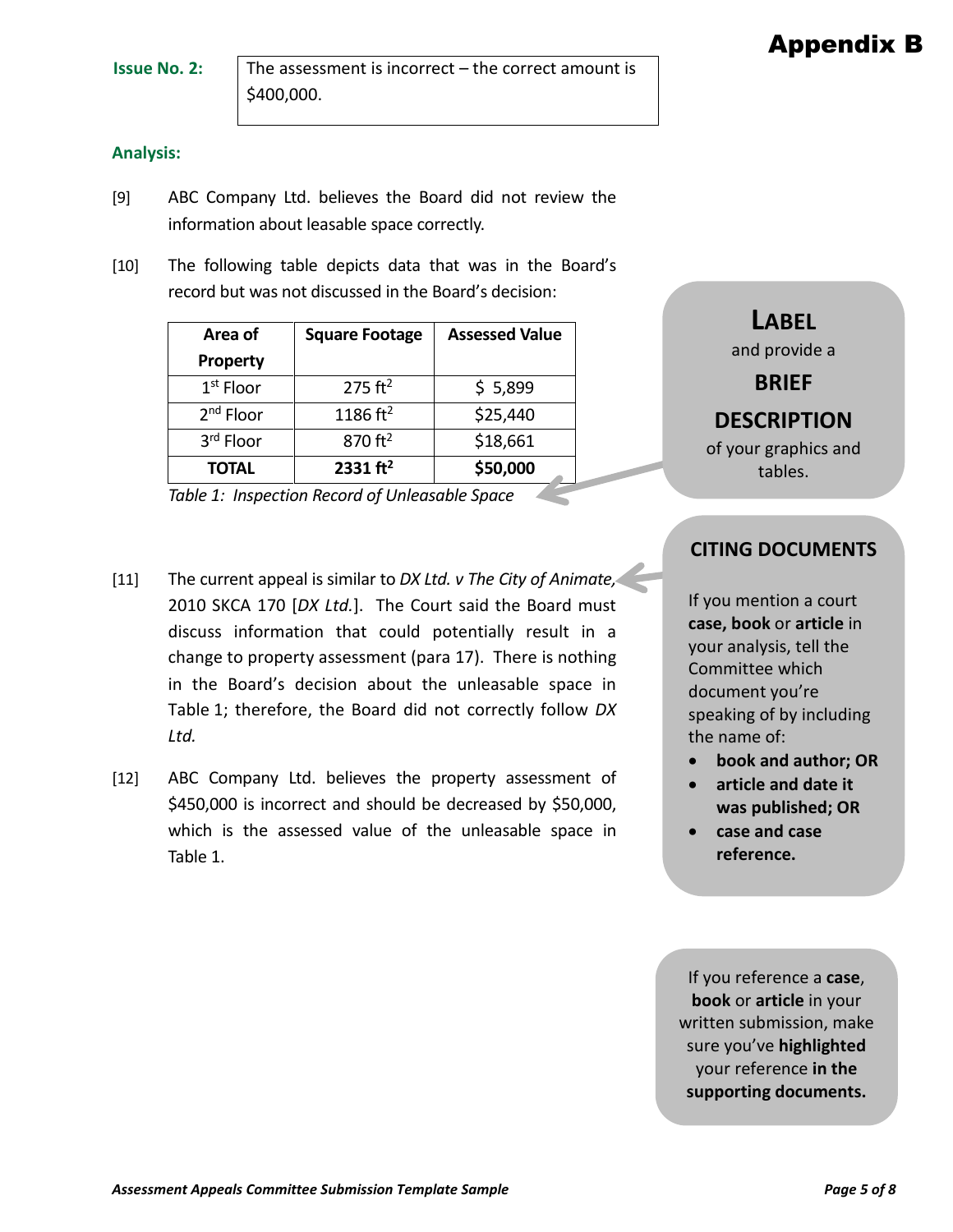# Appendix B

**Issue No. 2:** The assessment is incorrect – the correct amount is $400,000.

**Analysis:**

[9] ABC Company Ltd. believes the Board did not review the information about leasable space correctly.

[10] The following table depicts data that was in the Board's record but was not discussed in the Board's decision:

| Area of Property | Square Footage | Assessed Value |
|---|---|---|
| 1st Floor | 275 $ft^2$ | $ 5,899 |
| 2nd Floor | 1186 $ft^2$ | $25,440 |
| 3rd Floor | 870 $ft^2$ | $18,661 |
| **TOTAL** | **2331 $ft^2$** | **$50,000** |

*Table 1: Inspection Record of Unleasable Space*

**LABEL** and provide a **BRIEF DESCRIPTION** of your graphics and tables.

[11] The current appeal is similar to *DX Ltd. v The City of Animate,* 2010 SKCA 170 [*DX Ltd.*]. The Court said the Board must discuss information that could potentially result in a change to property assessment (para 17). There is nothing in the Board's decision about the unleasable space in Table 1; therefore, the Board did not correctly follow *DX Ltd.*

[12] ABC Company Ltd. believes the property assessment of $450,000 is incorrect and should be decreased by $50,000, which is the assessed value of the unleasable space in Table 1.

**CITING DOCUMENTS**

If you mention a court **case, book** or **article** in your analysis, tell the Committee which document you're speaking of by including the name of:

- **book and author; OR**
- **article and date it was published; OR**
- **case and case reference.**

If you reference a **case**, **book** or **article** in your written submission, make sure you've **highlighted** your reference **in the supporting documents.**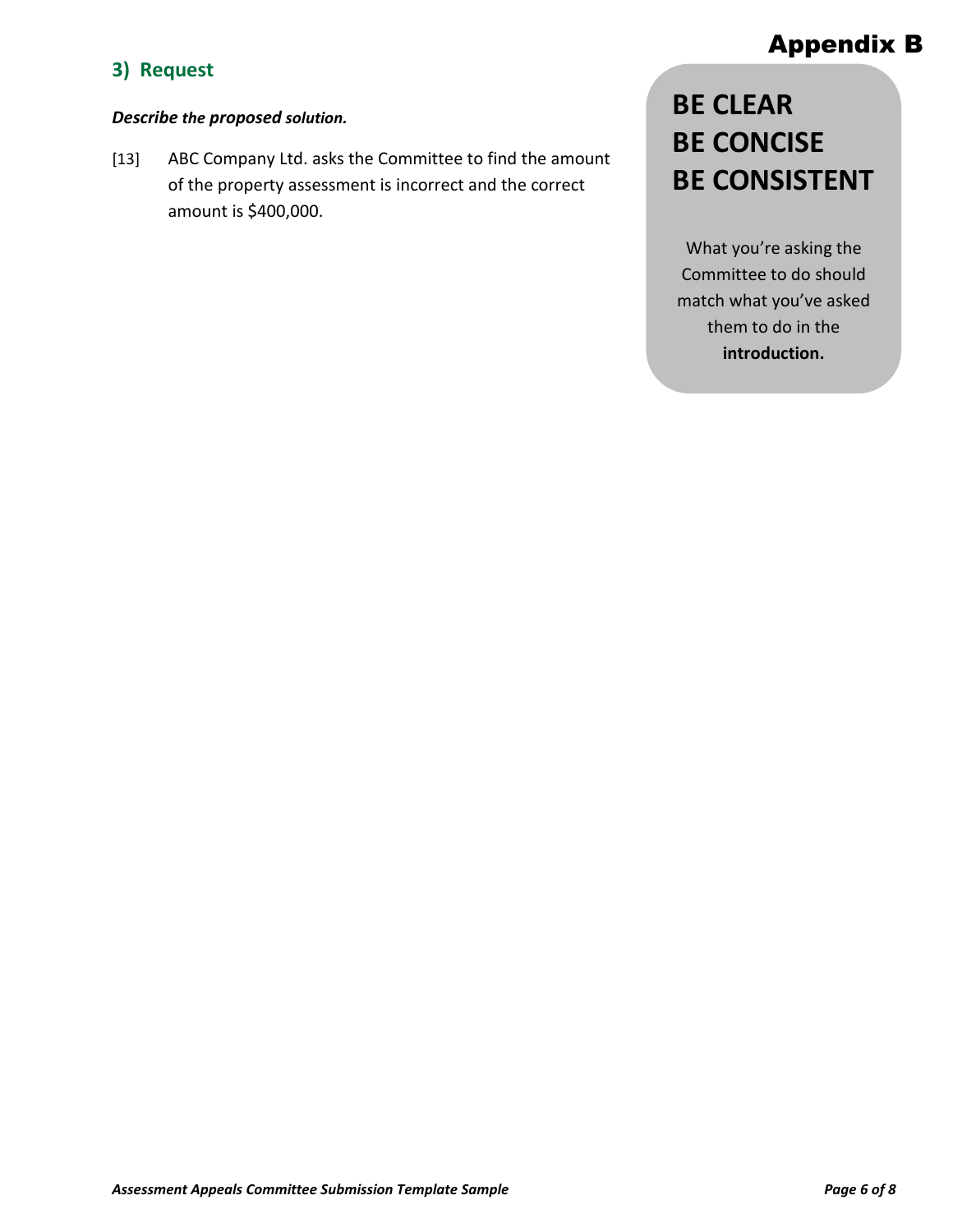# Appendix B

## 3) Request

***Describe the proposed solution.***

[13] ABC Company Ltd. asks the Committee to find the amount of the property assessment is incorrect and the correct amount is $400,000.

**BE CLEAR**
**BE CONCISE**
**BE CONSISTENT**

What you're asking the Committee to do should match what you've asked them to do in the **introduction.**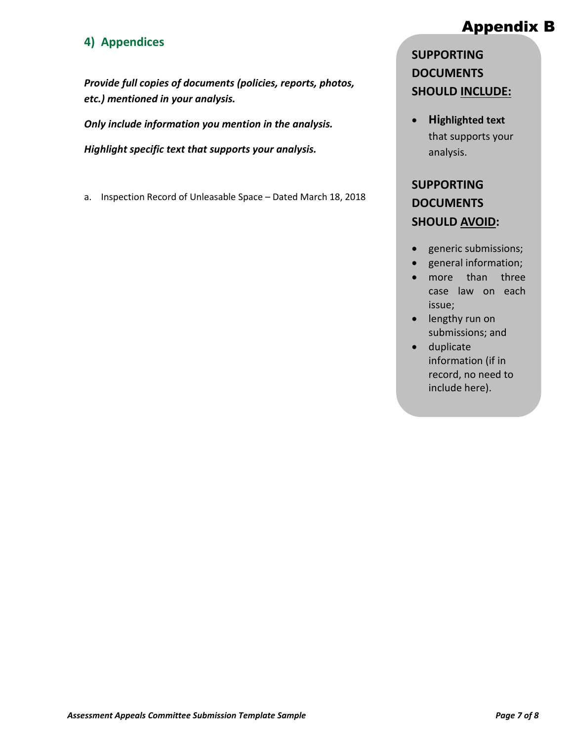# Appendix B

## 4) Appendices

***Provide full copies of documents (policies, reports, photos, etc.) mentioned in your analysis.***

***Only include information you mention in the analysis.***

***Highlight specific text that supports your analysis.***

a. Inspection Record of Unleasable Space – Dated March 18, 2018

**SUPPORTING DOCUMENTS SHOULD <u>INCLUDE</u>:**

- **Highlighted text** that supports your analysis.

**SUPPORTING DOCUMENTS SHOULD <u>AVOID</u>:**

- generic submissions;
- general information;
- more than three case law on each issue;
- lengthy run on submissions; and
- duplicate information (if in record, no need to include here).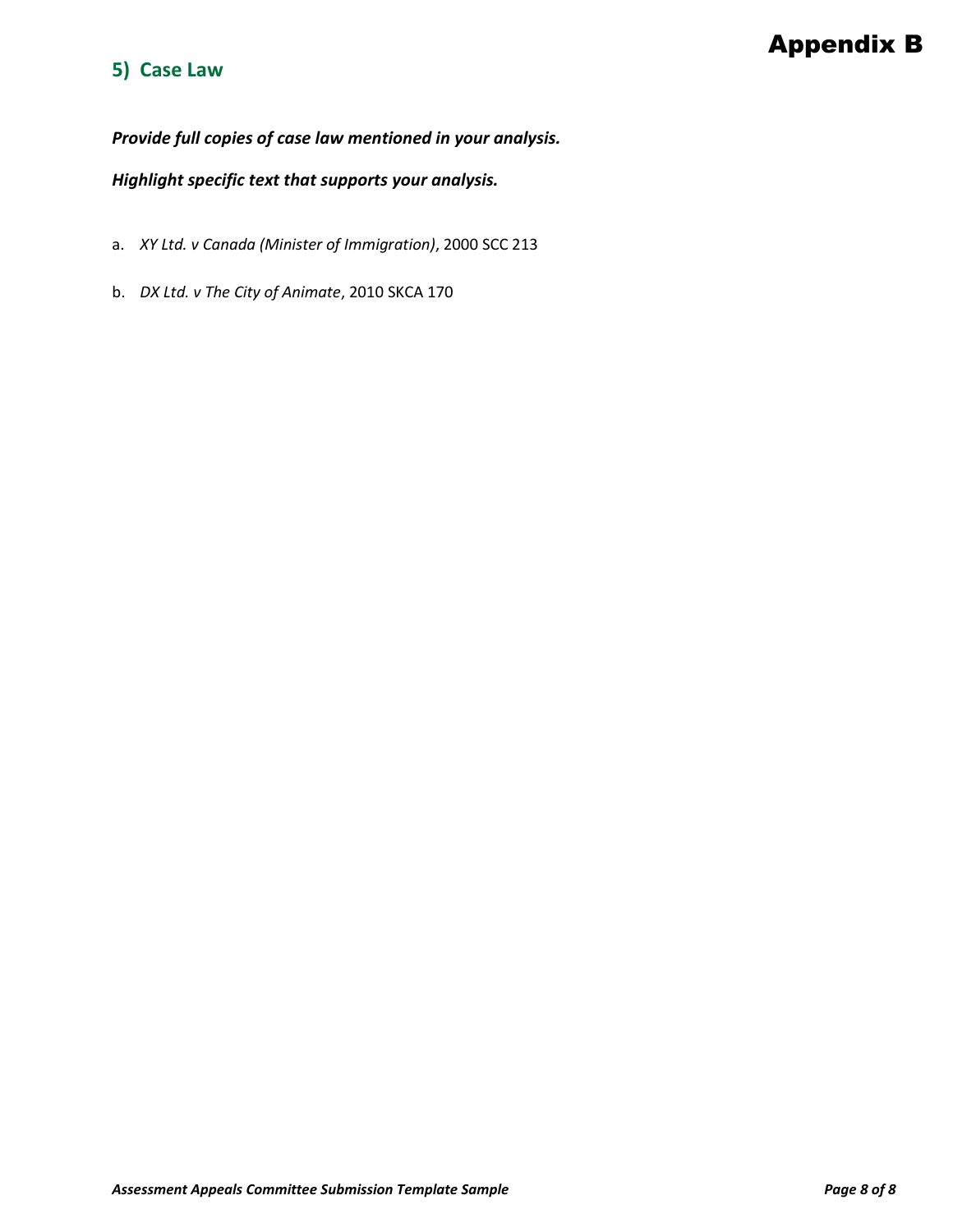# Appendix B

## 5) Case Law

***Provide full copies of case law mentioned in your analysis.***

***Highlight specific text that supports your analysis.***

a. *XY Ltd. v Canada (Minister of Immigration)*, 2000 SCC 213

b. *DX Ltd. v The City of Animate*, 2010 SKCA 170